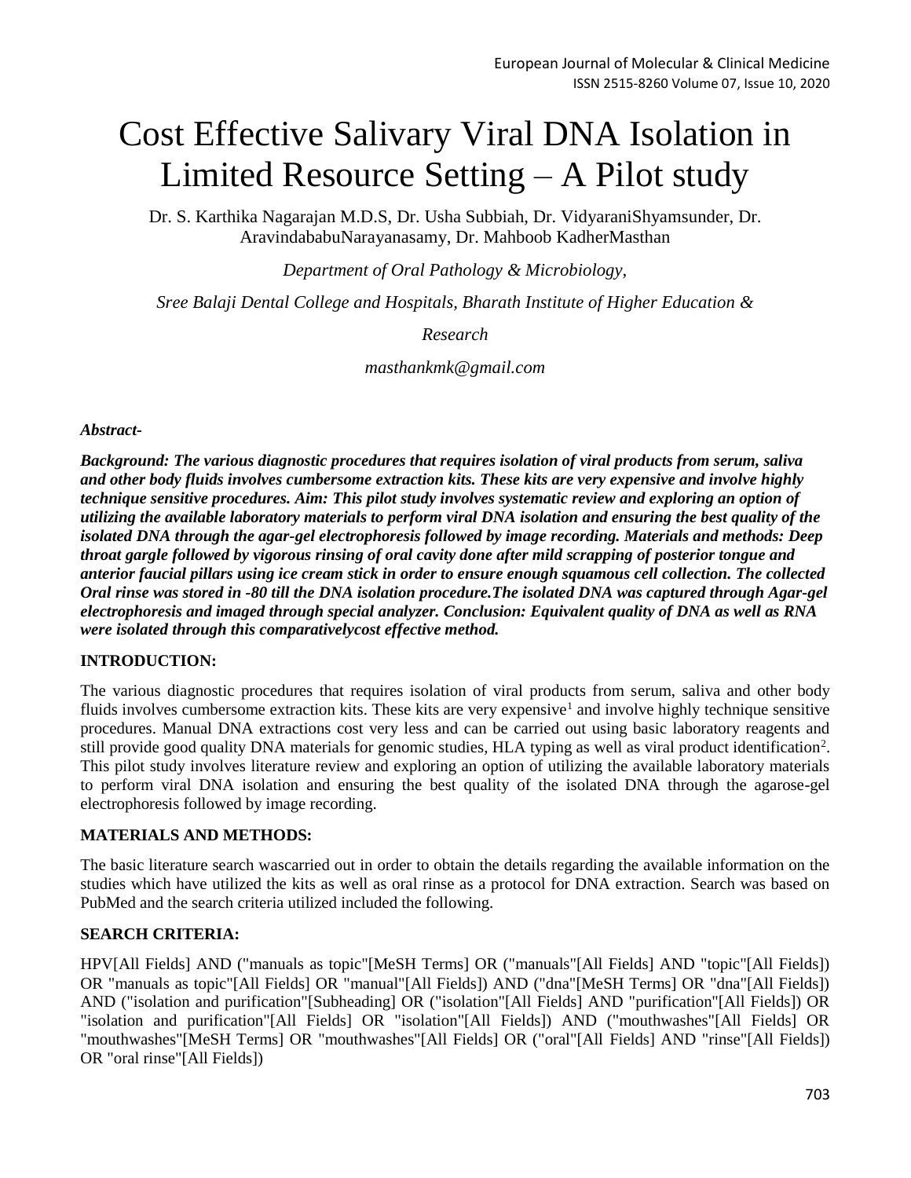# Cost Effective Salivary Viral DNA Isolation in Limited Resource Setting – A Pilot study

Dr. S. Karthika Nagarajan M.D.S, Dr. Usha Subbiah, Dr. VidyaraniShyamsunder, Dr. AravindababuNarayanasamy, Dr. Mahboob KadherMasthan

*Department of Oral Pathology & Microbiology,*

*Sree Balaji Dental College and Hospitals, Bharath Institute of Higher Education & Research*

*masthankmk@gmail.com*

***Abstract-***

***Background: The various diagnostic procedures that requires isolation of viral products from serum, saliva and other body fluids involves cumbersome extraction kits. These kits are very expensive and involve highly technique sensitive procedures. Aim: This pilot study involves systematic review and exploring an option of utilizing the available laboratory materials to perform viral DNA isolation and ensuring the best quality of the isolated DNA through the agar-gel electrophoresis followed by image recording. Materials and methods: Deep throat gargle followed by vigorous rinsing of oral cavity done after mild scrapping of posterior tongue and anterior faucial pillars using ice cream stick in order to ensure enough squamous cell collection. The collected Oral rinse was stored in -80 till the DNA isolation procedure.The isolated DNA was captured through Agar-gel electrophoresis and imaged through special analyzer. Conclusion: Equivalent quality of DNA as well as RNA were isolated through this comparativelycost effective method.***

## INTRODUCTION:

The various diagnostic procedures that requires isolation of viral products from serum, saliva and other body fluids involves cumbersome extraction kits. These kits are very expensive[1] and involve highly technique sensitive procedures. Manual DNA extractions cost very less and can be carried out using basic laboratory reagents and still provide good quality DNA materials for genomic studies, HLA typing as well as viral product identification[2]. This pilot study involves literature review and exploring an option of utilizing the available laboratory materials to perform viral DNA isolation and ensuring the best quality of the isolated DNA through the agarose-gel electrophoresis followed by image recording.

## MATERIALS AND METHODS:

The basic literature search wascarried out in order to obtain the details regarding the available information on the studies which have utilized the kits as well as well as oral rinse as a protocol for DNA extraction. Search was based on PubMed and the search criteria utilized included the following.

## SEARCH CRITERIA:

HPV[All Fields] AND ("manuals as topic"[MeSH Terms] OR ("manuals"[All Fields] AND "topic"[All Fields]) OR "manuals as topic"[All Fields] OR "manual"[All Fields]) AND ("dna"[MeSH Terms] OR "dna"[All Fields]) AND ("isolation and purification"[Subheading] OR ("isolation"[All Fields] AND "purification"[All Fields]) OR "isolation and purification"[All Fields] OR "isolation"[All Fields]) AND ("mouthwashes"[All Fields] OR "mouthwashes"[MeSH Terms] OR "mouthwashes"[All Fields] OR ("oral"[All Fields] AND "rinse"[All Fields]) OR "oral rinse"[All Fields])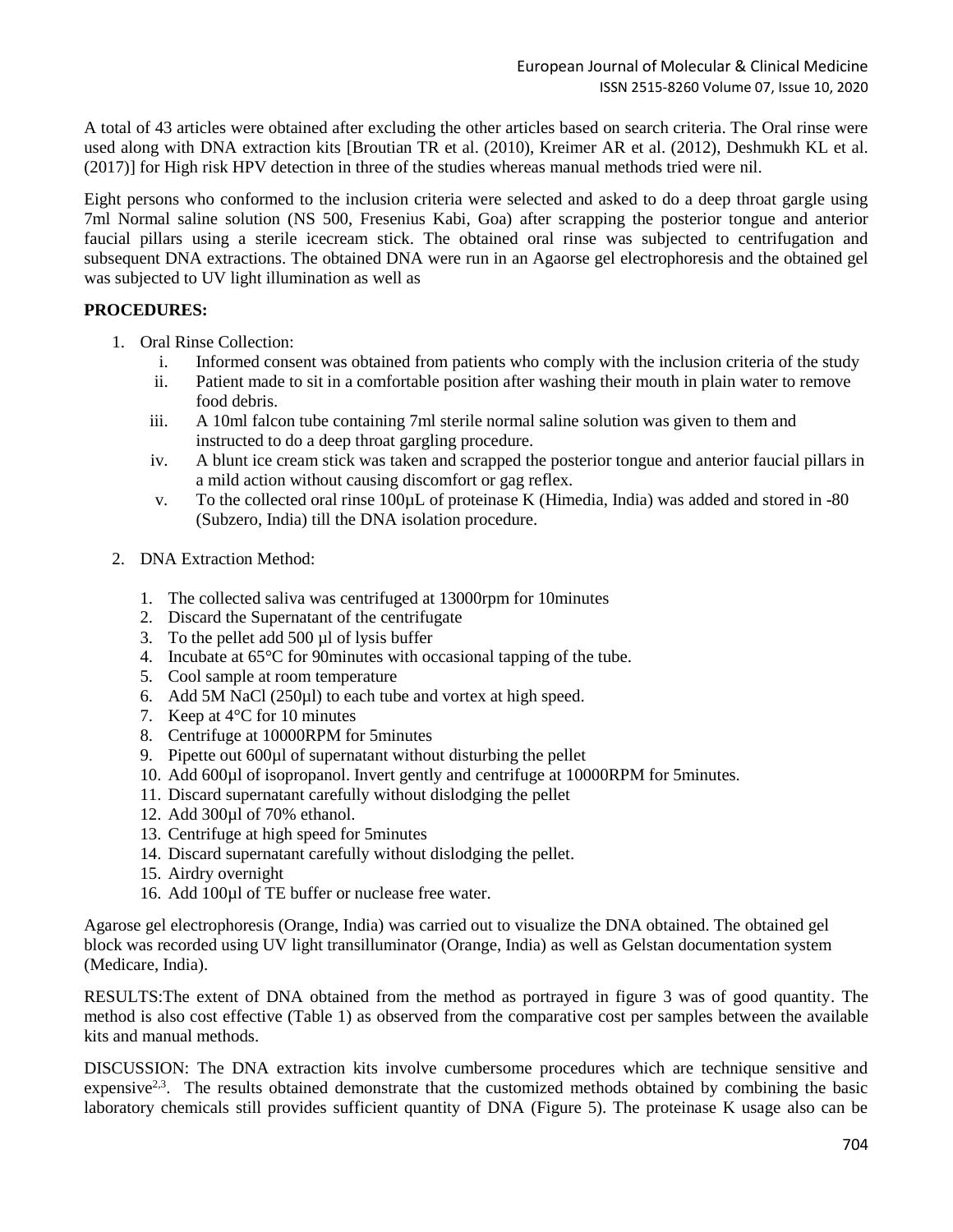A total of 43 articles were obtained after excluding the other articles based on search criteria. The Oral rinse were used along with DNA extraction kits [Broutian TR et al. (2010), Kreimer AR et al. (2012), Deshmukh KL et al. (2017)] for High risk HPV detection in three of the studies whereas manual methods tried were nil.

Eight persons who conformed to the inclusion criteria were selected and asked to do a deep throat gargle using 7ml Normal saline solution (NS 500, Fresenius Kabi, Goa) after scrapping the posterior tongue and anterior faucial pillars using a sterile icecream stick. The obtained oral rinse was subjected to centrifugation and subsequent DNA extractions. The obtained DNA were run in an Agaorse gel electrophoresis and the obtained gel was subjected to UV light illumination as well as

**PROCEDURES:**

1. Oral Rinse Collection:
   1. Informed consent was obtained from patients who comply with the inclusion criteria of the study
   2. Patient made to sit in a comfortable position after washing their mouth in plain water to remove food debris.
   3. A 10ml falcon tube containing 7ml sterile normal saline solution was given to them and instructed to do a deep throat gargling procedure.
   4. A blunt ice cream stick was taken and scrapped the posterior tongue and anterior faucial pillars in a mild action without causing discomfort or gag reflex.
   5. To the collected oral rinse 100µL of proteinase K (Himedia, India) was added and stored in -80 (Subzero, India) till the DNA isolation procedure.

2. DNA Extraction Method:

   1. The collected saliva was centrifuged at 13000rpm for 10minutes
   2. Discard the Supernatant of the centrifugate
   3. To the pellet add 500 µl of lysis buffer
   4. Incubate at 65°C for 90minutes with occasional tapping of the tube.
   5. Cool sample at room temperature
   6. Add 5M NaCl (250µl) to each tube and vortex at high speed.
   7. Keep at 4°C for 10 minutes
   8. Centrifuge at 10000RPM for 5minutes
   9. Pipette out 600µl of supernatant without disturbing the pellet
   10. Add 600µl of isopropanol. Invert gently and centrifuge at 10000RPM for 5minutes.
   11. Discard supernatant carefully without dislodging the pellet
   12. Add 300µl of 70% ethanol.
   13. Centrifuge at high speed for 5minutes
   14. Discard supernatant carefully without dislodging the pellet.
   15. Airdry overnight
   16. Add 100µl of TE buffer or nuclease free water.

Agarose gel electrophoresis (Orange, India) was carried out to visualize the DNA obtained. The obtained gel block was recorded using UV light transilluminator (Orange, India) as well as Gelstan documentation system (Medicare, India).

RESULTS:The extent of DNA obtained from the method as portrayed in figure 3 was of good quantity. The method is also cost effective (Table 1) as observed from the comparative cost per samples between the available kits and manual methods.

DISCUSSION: The DNA extraction kits involve cumbersome procedures which are technique sensitive and expensive[2,3]. The results obtained demonstrate that the customized methods obtained by combining the basic laboratory chemicals still provides sufficient quantity of DNA (Figure 5). The proteinase K usage also can be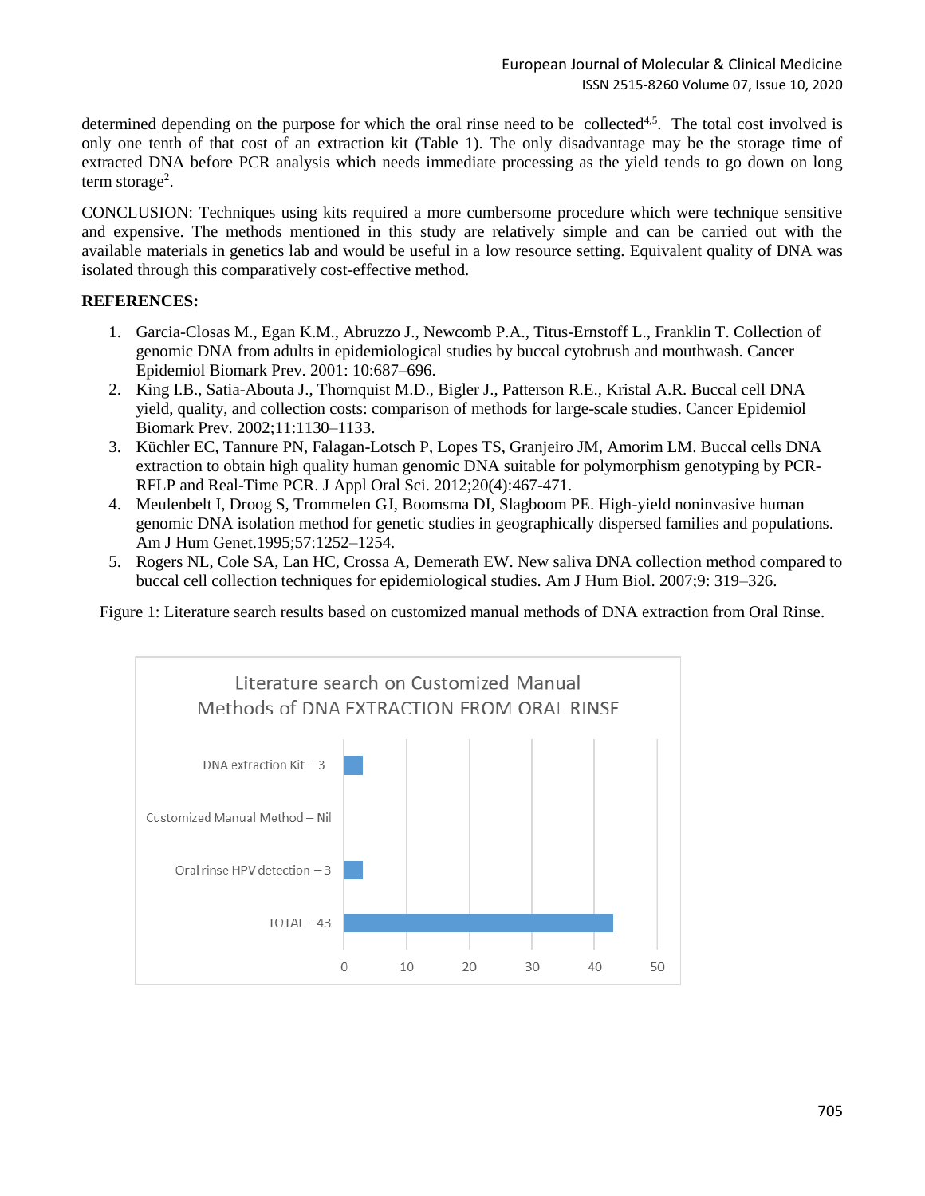determined depending on the purpose for which the oral rinse need to be collected[4,5]. The total cost involved is only one tenth of that cost of an extraction kit (Table 1). The only disadvantage may be the storage time of extracted DNA before PCR analysis which needs immediate processing as the yield tends to go down on long term storage[2].

CONCLUSION: Techniques using kits required a more cumbersome procedure which were technique sensitive and expensive. The methods mentioned in this study are relatively simple and can be carried out with the available materials in genetics lab and would be useful in a low resource setting. Equivalent quality of DNA was isolated through this comparatively cost-effective method.

**REFERENCES:**

1. Garcia-Closas M., Egan K.M., Abruzzo J., Newcomb P.A., Titus-Ernstoff L., Franklin T. Collection of genomic DNA from adults in epidemiological studies by buccal cytobrush and mouthwash. Cancer Epidemiol Biomark Prev. 2001: 10:687–696.
2. King I.B., Satia-Abouta J., Thornquist M.D., Bigler J., Patterson R.E., Kristal A.R. Buccal cell DNA yield, quality, and collection costs: comparison of methods for large-scale studies. Cancer Epidemiol Biomark Prev. 2002;11:1130–1133.
3. Küchler EC, Tannure PN, Falagan-Lotsch P, Lopes TS, Granjeiro JM, Amorim LM. Buccal cells DNA extraction to obtain high quality human genomic DNA suitable for polymorphism genotyping by PCR-RFLP and Real-Time PCR. J Appl Oral Sci. 2012;20(4):467-471.
4. Meulenbelt I, Droog S, Trommelen GJ, Boomsma DI, Slagboom PE. High-yield noninvasive human genomic DNA isolation method for genetic studies in geographically dispersed families and populations. Am J Hum Genet.1995;57:1252–1254.
5. Rogers NL, Cole SA, Lan HC, Crossa A, Demerath EW. New saliva DNA collection method compared to buccal cell collection techniques for epidemiological studies. Am J Hum Biol. 2007;9: 319–326.

Figure 1: Literature search results based on customized manual methods of DNA extraction from Oral Rinse.

Literature search on Customized Manual Methods of DNA EXTRACTION FROM ORAL RINSE

| Category | Count |
|---|---|
| DNA extraction Kit | 3 |
| Customized Manual Method | Nil |
| Oral rinse HPV detection | 3 |
| TOTAL | 43 |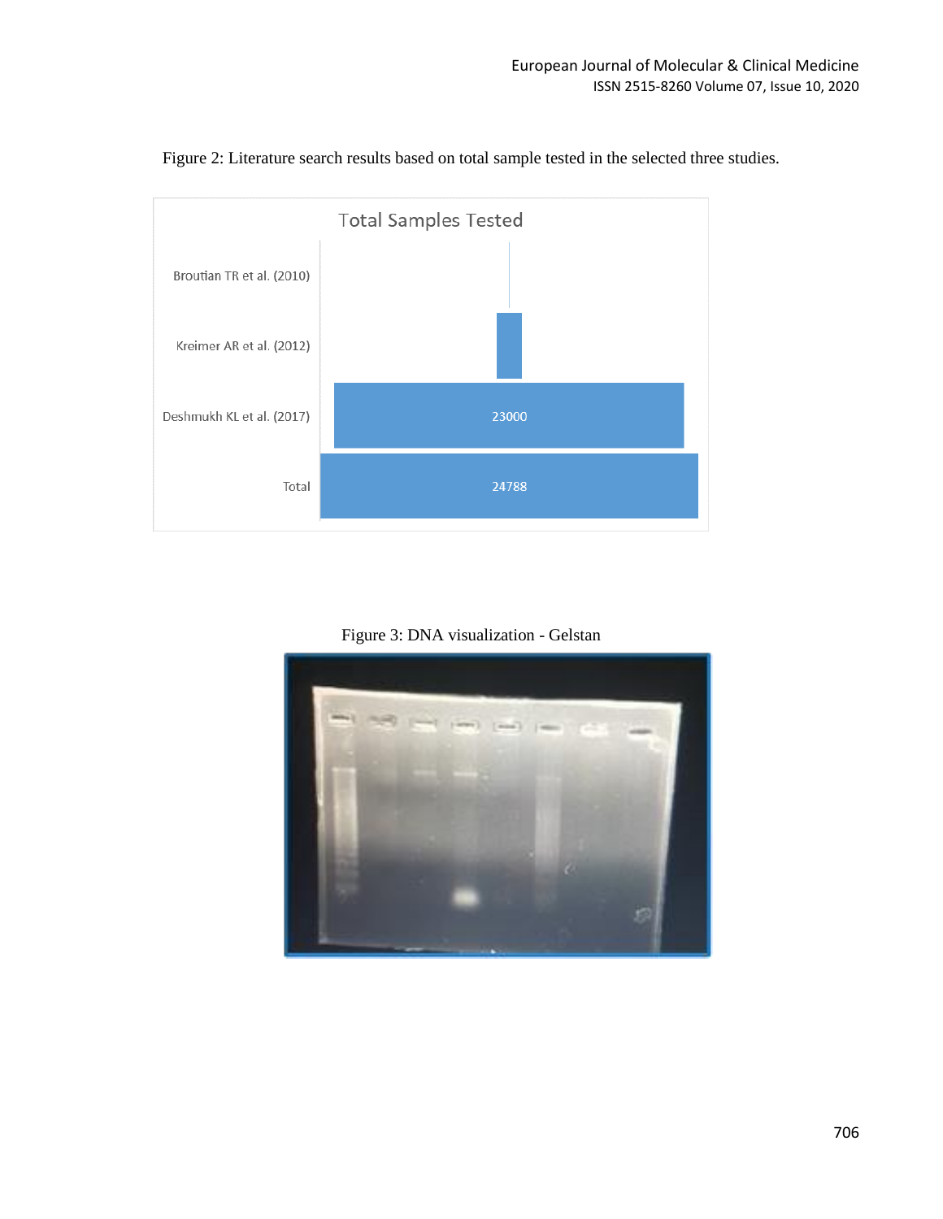Figure 2: Literature search results based on total sample tested in the selected three studies.

Figure 3: DNA visualization - Gelstan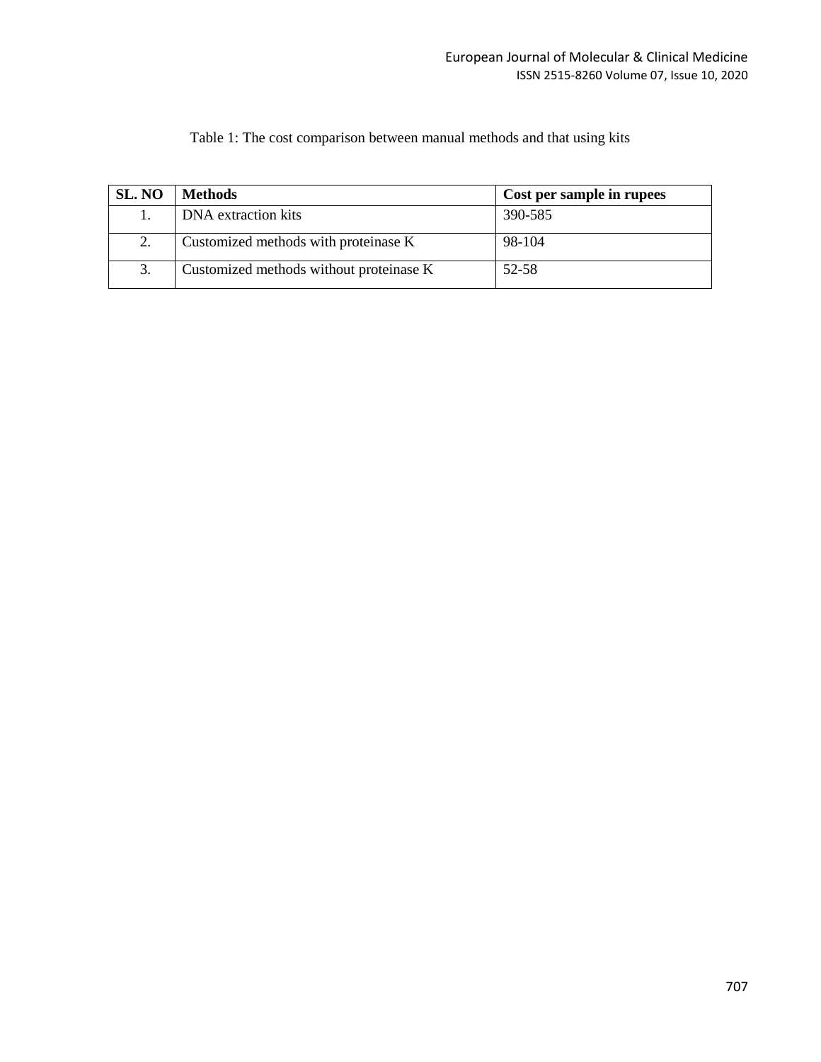Table 1: The cost comparison between manual methods and that using kits

| SL. NO | Methods | Cost per sample in rupees |
| --- | --- | --- |
| 1. | DNA extraction kits | 390-585 |
| 2. | Customized methods with proteinase K | 98-104 |
| 3. | Customized methods without proteinase K | 52-58 |